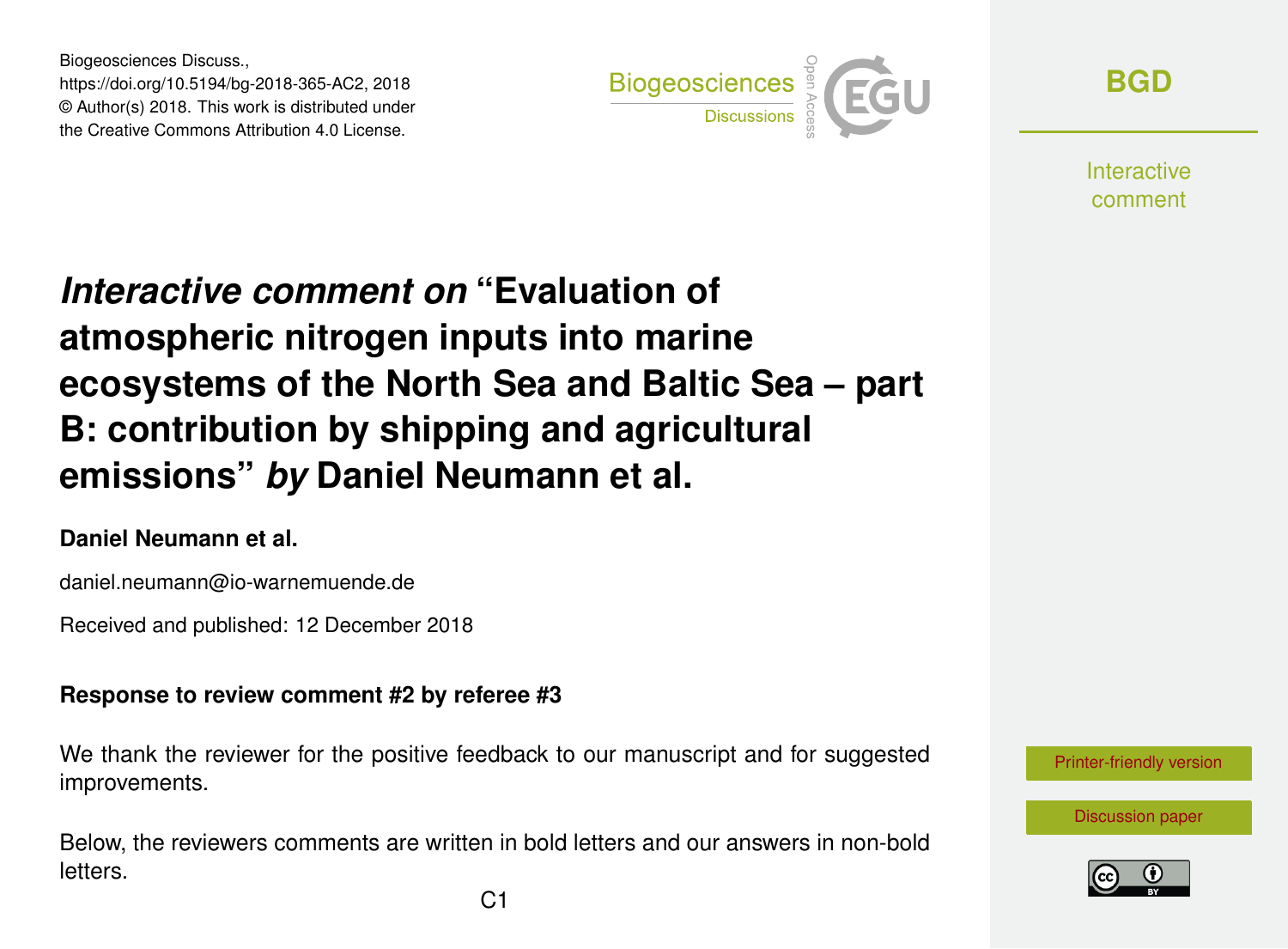Biogeosciences Discuss.,
https://doi.org/10.5194/bg-2018-365-AC2, 2018
© Author(s) 2018. This work is distributed under
the Creative Commons Attribution 4.0 License.

# *Interactive comment on* "Evaluation of atmospheric nitrogen inputs into marine ecosystems of the North Sea and Baltic Sea – part B: contribution by shipping and agricultural emissions" *by* Daniel Neumann et al.

**Daniel Neumann et al.**

daniel.neumann@io-warnemuende.de

Received and published: 12 December 2018

**Response to review comment #2 by referee #3**

We thank the reviewer for the positive feedback to our manuscript and for suggested improvements.

Below, the reviewers comments are written in bold letters and our answers in non-bold letters.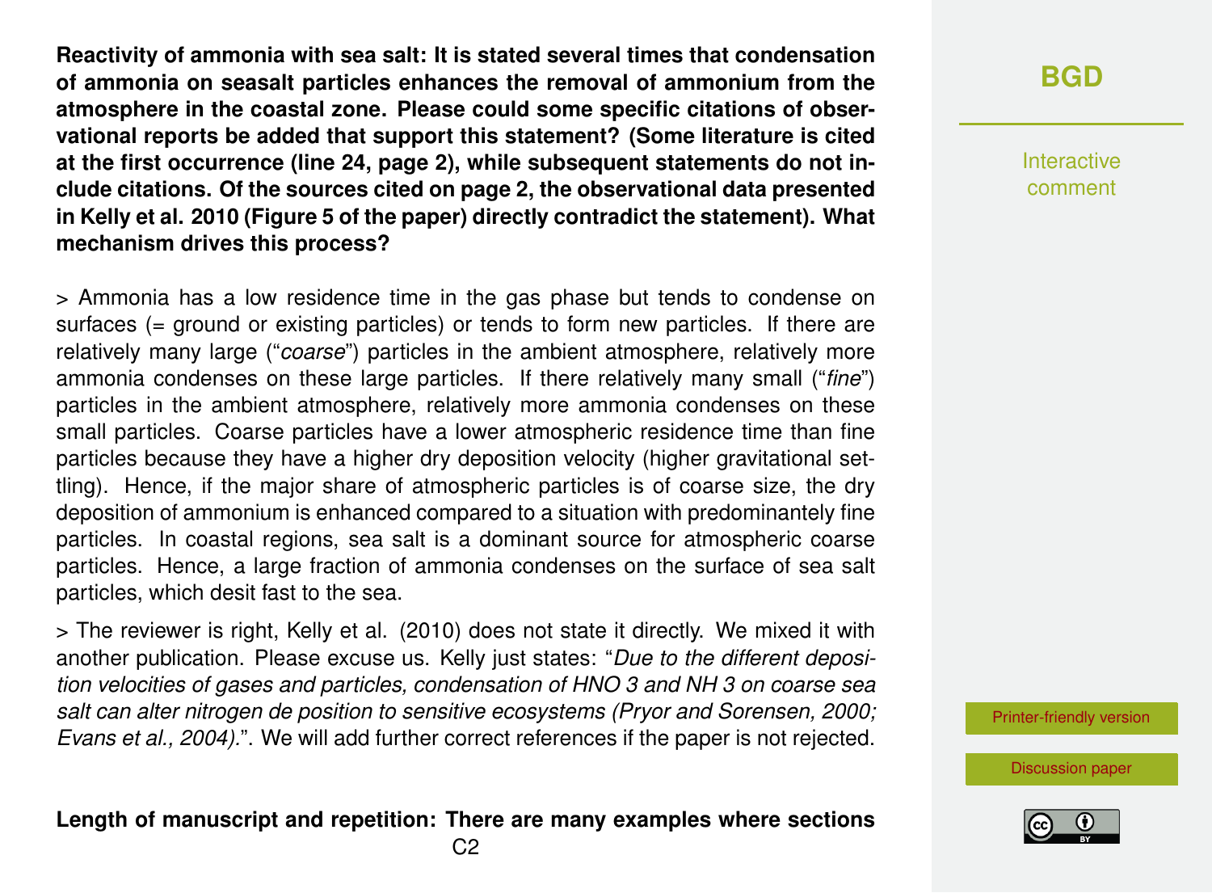**Reactivity of ammonia with sea salt: It is stated several times that condensation of ammonia on seasalt particles enhances the removal of ammonium from the atmosphere in the coastal zone. Please could some specific citations of observational reports be added that support this statement? (Some literature is cited at the first occurrence (line 24, page 2), while subsequent statements do not include citations. Of the sources cited on page 2, the observational data presented in Kelly et al. 2010 (Figure 5 of the paper) directly contradict the statement). What mechanism drives this process?**

> Ammonia has a low residence time in the gas phase but tends to condense on surfaces (= ground or existing particles) or tends to form new particles. If there are relatively many large ("*coarse*") particles in the ambient atmosphere, relatively more ammonia condenses on these large particles. If there relatively many small ("*fine*") particles in the ambient atmosphere, relatively more ammonia condenses on these small particles. Coarse particles have a lower atmospheric residence time than fine particles because they have a higher dry deposition velocity (higher gravitational settling). Hence, if the major share of atmospheric particles is of coarse size, the dry deposition of ammonium is enhanced compared to a situation with predominantely fine particles. In coastal regions, sea salt is a dominant source for atmospheric coarse particles. Hence, a large fraction of ammonia condenses on the surface of sea salt particles, which desit fast to the sea.

> The reviewer is right, Kelly et al. (2010) does not state it directly. We mixed it with another publication. Please excuse us. Kelly just states: "*Due to the different deposition velocities of gases and particles, condensation of HNO 3 and NH 3 on coarse sea salt can alter nitrogen de position to sensitive ecosystems (Pryor and Sorensen, 2000; Evans et al., 2004).*". We will add further correct references if the paper is not rejected.

**Length of manuscript and repetition: There are many examples where sections**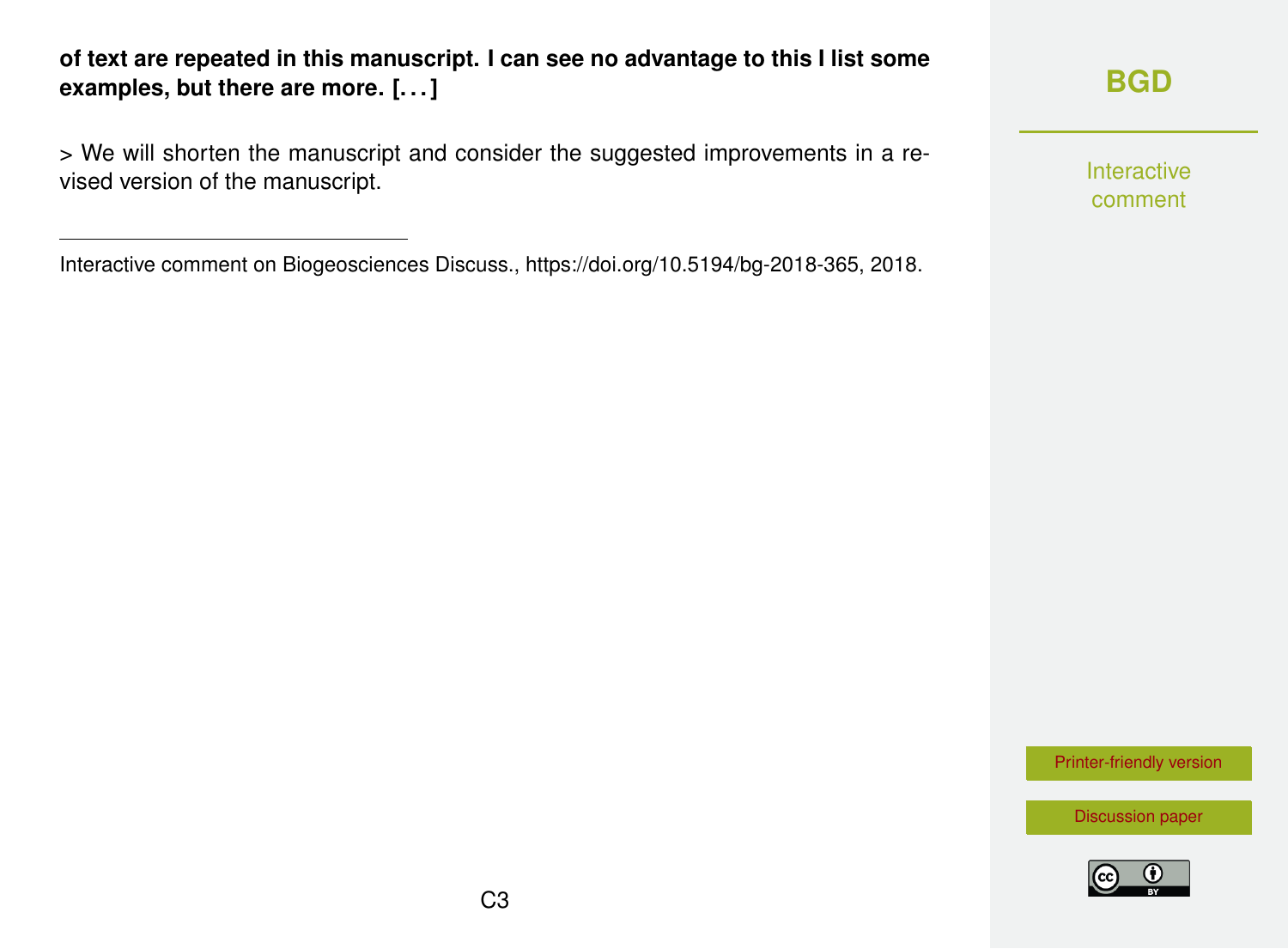**of text are repeated in this manuscript. I can see no advantage to this I list some examples, but there are more. [. . . ]**

> We will shorten the manuscript and consider the suggested improvements in a revised version of the manuscript.

---

Interactive comment on Biogeosciences Discuss., https://doi.org/10.5194/bg-2018-365, 2018.